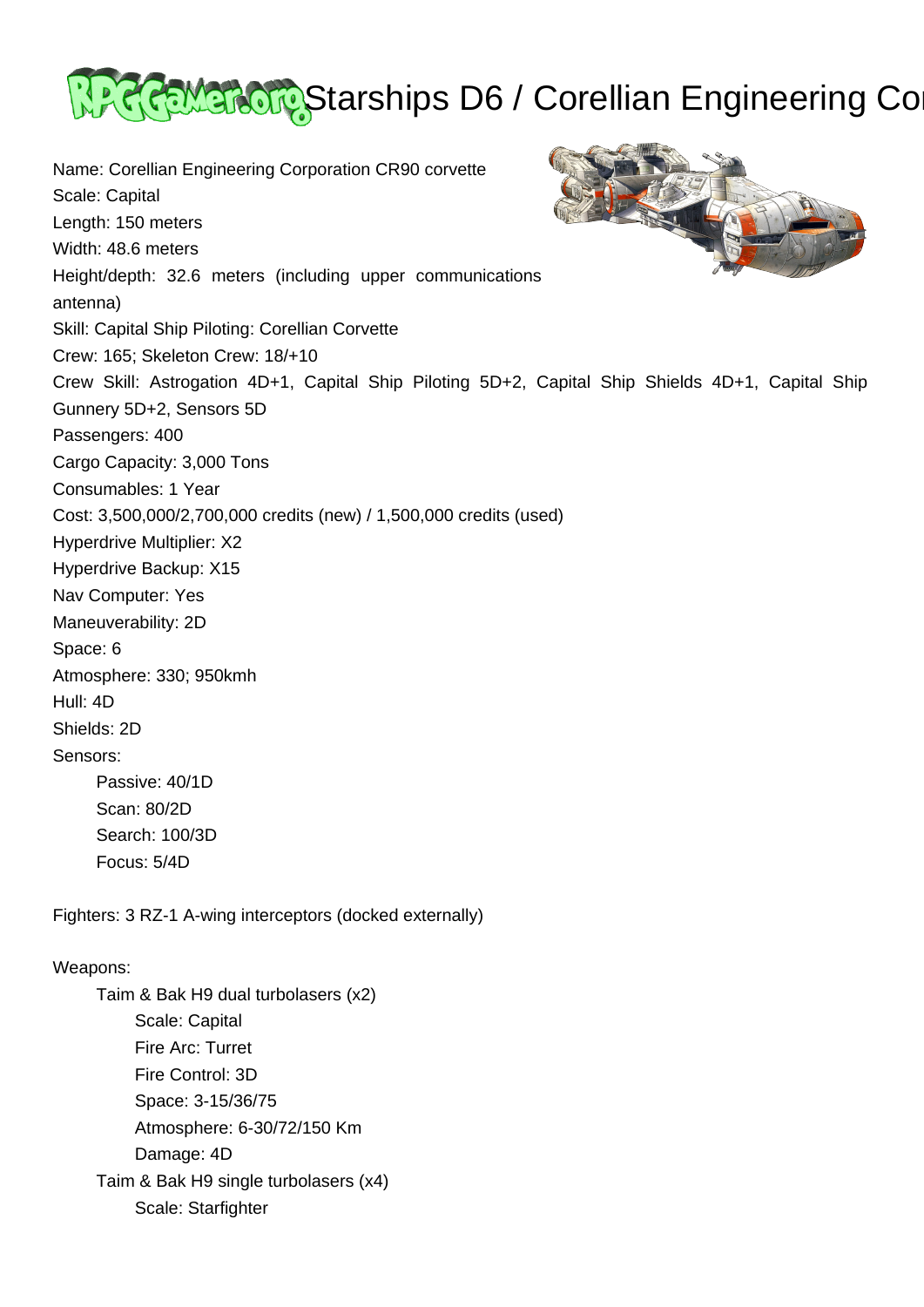# Starships D6 / Corellian Engineering Co

Name: Corellian Engineering Corporation CR90 corvette
Scale: Capital
Length: 150 meters
Width: 48.6 meters
Height/depth: 32.6 meters (including upper communications antenna)
Skill: Capital Ship Piloting: Corellian Corvette
Crew: 165; Skeleton Crew: 18/+10
Crew Skill: Astrogation 4D+1, Capital Ship Piloting 5D+2, Capital Ship Shields 4D+1, Capital Ship Gunnery 5D+2, Sensors 5D
Passengers: 400
Cargo Capacity: 3,000 Tons
Consumables: 1 Year
Cost: 3,500,000/2,700,000 credits (new) / 1,500,000 credits (used)
Hyperdrive Multiplier: X2
Hyperdrive Backup: X15
Nav Computer: Yes
Maneuverability: 2D
Space: 6
Atmosphere: 330; 950kmh
Hull: 4D
Shields: 2D
Sensors:

- Passive: 40/1D
- Scan: 80/2D
- Search: 100/3D
- Focus: 5/4D

Fighters: 3 RZ-1 A-wing interceptors (docked externally)

Weapons:

- Taim & Bak H9 dual turbolasers (x2)
  - Scale: Capital
  - Fire Arc: Turret
  - Fire Control: 3D
  - Space: 3-15/36/75
  - Atmosphere: 6-30/72/150 Km
  - Damage: 4D
- Taim & Bak H9 single turbolasers (x4)
  - Scale: Starfighter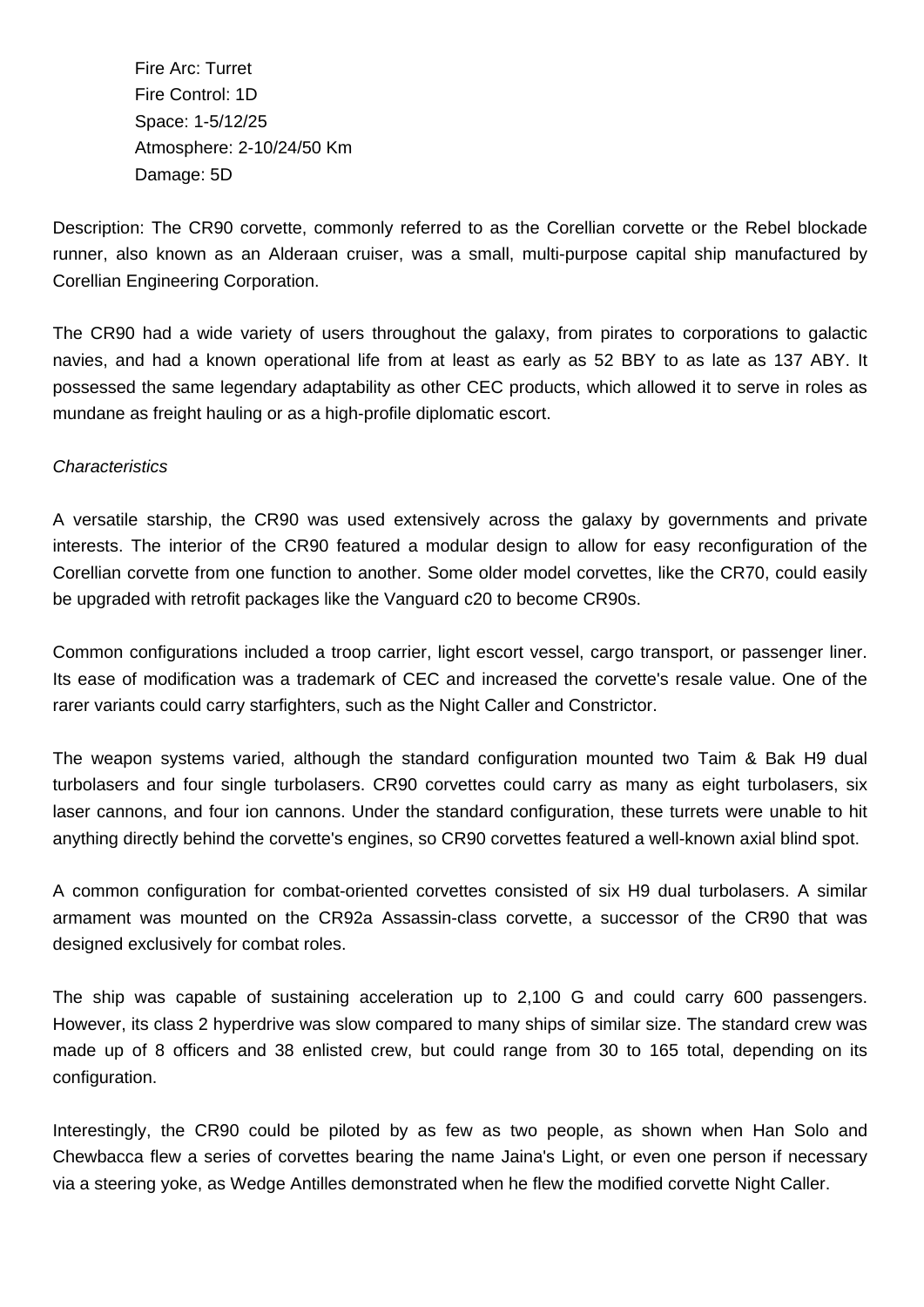Fire Arc: Turret
Fire Control: 1D
Space: 1-5/12/25
Atmosphere: 2-10/24/50 Km
Damage: 5D

Description: The CR90 corvette, commonly referred to as the Corellian corvette or the Rebel blockade runner, also known as an Alderaan cruiser, was a small, multi-purpose capital ship manufactured by Corellian Engineering Corporation.

The CR90 had a wide variety of users throughout the galaxy, from pirates to corporations to galactic navies, and had a known operational life from at least as early as 52 BBY to as late as 137 ABY. It possessed the same legendary adaptability as other CEC products, which allowed it to serve in roles as mundane as freight hauling or as a high-profile diplomatic escort.

*Characteristics*

A versatile starship, the CR90 was used extensively across the galaxy by governments and private interests. The interior of the CR90 featured a modular design to allow for easy reconfiguration of the Corellian corvette from one function to another. Some older model corvettes, like the CR70, could easily be upgraded with retrofit packages like the Vanguard c20 to become CR90s.

Common configurations included a troop carrier, light escort vessel, cargo transport, or passenger liner. Its ease of modification was a trademark of CEC and increased the corvette's resale value. One of the rarer variants could carry starfighters, such as the Night Caller and Constrictor.

The weapon systems varied, although the standard configuration mounted two Taim & Bak H9 dual turbolasers and four single turbolasers. CR90 corvettes could carry as many as eight turbolasers, six laser cannons, and four ion cannons. Under the standard configuration, these turrets were unable to hit anything directly behind the corvette's engines, so CR90 corvettes featured a well-known axial blind spot.

A common configuration for combat-oriented corvettes consisted of six H9 dual turbolasers. A similar armament was mounted on the CR92a Assassin-class corvette, a successor of the CR90 that was designed exclusively for combat roles.

The ship was capable of sustaining acceleration up to 2,100 G and could carry 600 passengers. However, its class 2 hyperdrive was slow compared to many ships of similar size. The standard crew was made up of 8 officers and 38 enlisted crew, but could range from 30 to 165 total, depending on its configuration.

Interestingly, the CR90 could be piloted by as few as two people, as shown when Han Solo and Chewbacca flew a series of corvettes bearing the name Jaina's Light, or even one person if necessary via a steering yoke, as Wedge Antilles demonstrated when he flew the modified corvette Night Caller.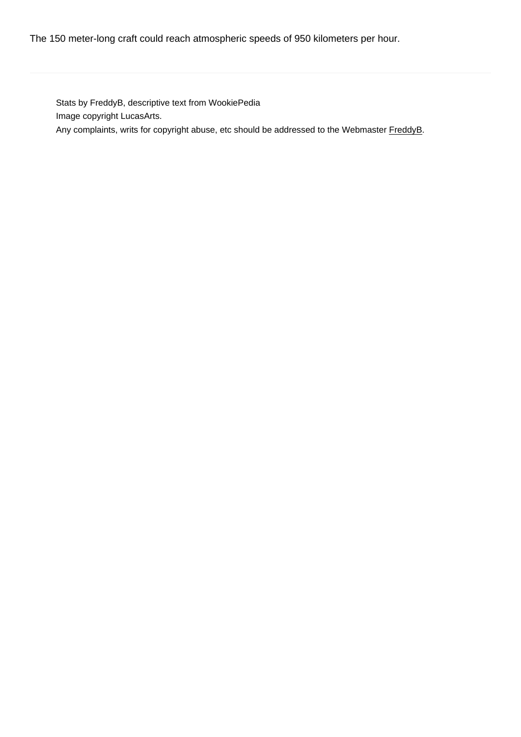The 150 meter-long craft could reach atmospheric speeds of 950 kilometers per hour.

---

Stats by FreddyB, descriptive text from WookiePedia
Image copyright LucasArts.
Any complaints, writs for copyright abuse, etc should be addressed to the Webmaster FreddyB.